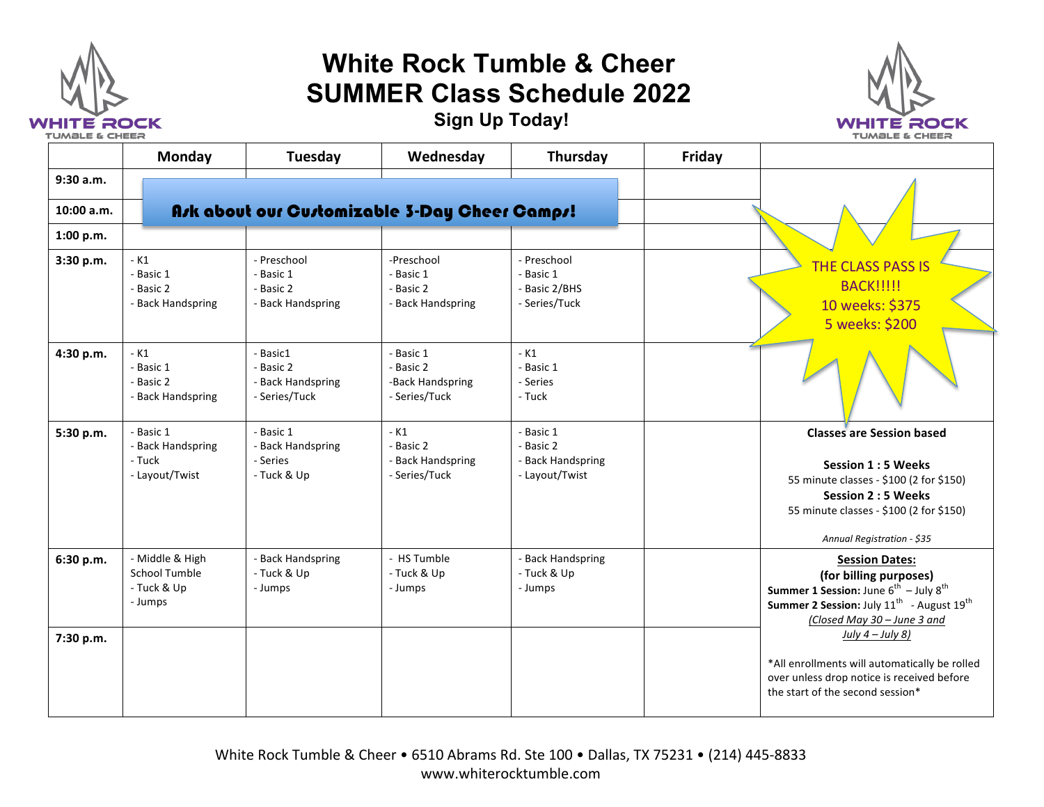# White Rock Tumble & Cheer
# SUMMER Class Schedule 2022

### Sign Up Today!

**Ask about our Customizable 3-Day Cheer Camps!**

| | Monday | Tuesday | Wednesday | Thursday | Friday | |
|---|---|---|---|---|---|---|
| **9:30 a.m.** | | | | | | |
| **10:00 a.m.** | | | | | | |
| **1:00 p.m.** | | | | | | |
| **3:30 p.m.** | - K1<br>- Basic 1<br>- Basic 2<br>- Back Handspring | - Preschool<br>- Basic 1<br>- Basic 2<br>- Back Handspring | -Preschool<br>- Basic 1<br>- Basic 2<br>- Back Handspring | - Preschool<br>- Basic 1<br>- Basic 2/BHS<br>- Series/Tuck | | THE CLASS PASS IS BACK!!!!!<br>10 weeks: $375<br>5 weeks: $200 |
| **4:30 p.m.** | - K1<br>- Basic 1<br>- Basic 2<br>- Back Handspring | - Basic1<br>- Basic 2<br>- Back Handspring<br>- Series/Tuck | - Basic 1<br>- Basic 2<br>-Back Handspring<br>- Series/Tuck | - K1<br>- Basic 1<br>- Series<br>- Tuck | | |
| **5:30 p.m.** | - Basic 1<br>- Back Handspring<br>- Tuck<br>- Layout/Twist | - Basic 1<br>- Back Handspring<br>- Series<br>- Tuck & Up | - K1<br>- Basic 2<br>- Back Handspring<br>- Series/Tuck | - Basic 1<br>- Basic 2<br>- Back Handspring<br>- Layout/Twist | | **Classes are Session based**<br><br>**Session 1 : 5 Weeks**<br>55 minute classes - $100 (2 for $150)<br>**Session 2 : 5 Weeks**<br>55 minute classes - $100 (2 for $150)<br><br>*Annual Registration - $35* |
| **6:30 p.m.** | - Middle & High School Tumble<br>- Tuck & Up<br>- Jumps | - Back Handspring<br>- Tuck & Up<br>- Jumps | - HS Tumble<br>- Tuck & Up<br>- Jumps | - Back Handspring<br>- Tuck & Up<br>- Jumps | | **Session Dates:**<br>**(for billing purposes)**<br>**Summer 1 Session:** June 6th – July 8th<br>**Summer 2 Session:** July 11th - August 19th<br>*(Closed May 30 – June 3 and July 4 – July 8)*<br><br>*All enrollments will automatically be rolled over unless drop notice is received before the start of the second session* |
| **7:30 p.m.** | | | | | | |

White Rock Tumble & Cheer • 6510 Abrams Rd. Ste 100 • Dallas, TX 75231 • (214) 445-8833
www.whiterocktumble.com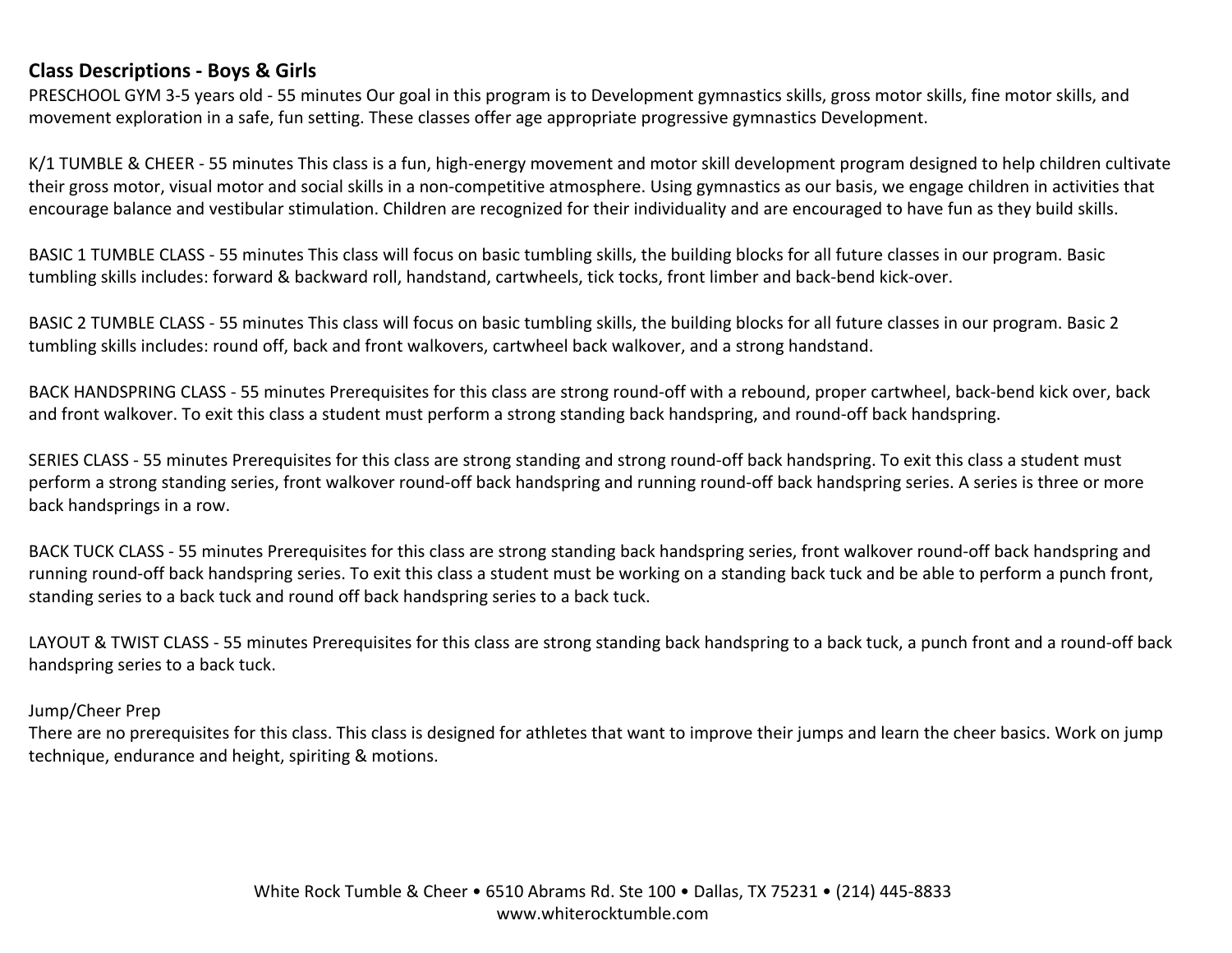## Class Descriptions - Boys & Girls

PRESCHOOL GYM 3-5 years old - 55 minutes Our goal in this program is to Development gymnastics skills, gross motor skills, fine motor skills, and movement exploration in a safe, fun setting. These classes offer age appropriate progressive gymnastics Development.

K/1 TUMBLE & CHEER - 55 minutes This class is a fun, high-energy movement and motor skill development program designed to help children cultivate their gross motor, visual motor and social skills in a non-competitive atmosphere. Using gymnastics as our basis, we engage children in activities that encourage balance and vestibular stimulation. Children are recognized for their individuality and are encouraged to have fun as they build skills.

BASIC 1 TUMBLE CLASS - 55 minutes This class will focus on basic tumbling skills, the building blocks for all future classes in our program. Basic tumbling skills includes: forward & backward roll, handstand, cartwheels, tick tocks, front limber and back-bend kick-over.

BASIC 2 TUMBLE CLASS - 55 minutes This class will focus on basic tumbling skills, the building blocks for all future classes in our program. Basic 2 tumbling skills includes: round off, back and front walkovers, cartwheel back walkover, and a strong handstand.

BACK HANDSPRING CLASS - 55 minutes Prerequisites for this class are strong round-off with a rebound, proper cartwheel, back-bend kick over, back and front walkover. To exit this class a student must perform a strong standing back handspring, and round-off back handspring.

SERIES CLASS - 55 minutes Prerequisites for this class are strong standing and strong round-off back handspring. To exit this class a student must perform a strong standing series, front walkover round-off back handspring and running round-off back handspring series. A series is three or more back handsprings in a row.

BACK TUCK CLASS - 55 minutes Prerequisites for this class are strong standing back handspring series, front walkover round-off back handspring and running round-off back handspring series. To exit this class a student must be working on a standing back tuck and be able to perform a punch front, standing series to a back tuck and round off back handspring series to a back tuck.

LAYOUT & TWIST CLASS - 55 minutes Prerequisites for this class are strong standing back handspring to a back tuck, a punch front and a round-off back handspring series to a back tuck.

Jump/Cheer Prep

There are no prerequisites for this class. This class is designed for athletes that want to improve their jumps and learn the cheer basics. Work on jump technique, endurance and height, spiriting & motions.

White Rock Tumble & Cheer • 6510 Abrams Rd. Ste 100 • Dallas, TX 75231 • (214) 445-8833
www.whiterocktumble.com